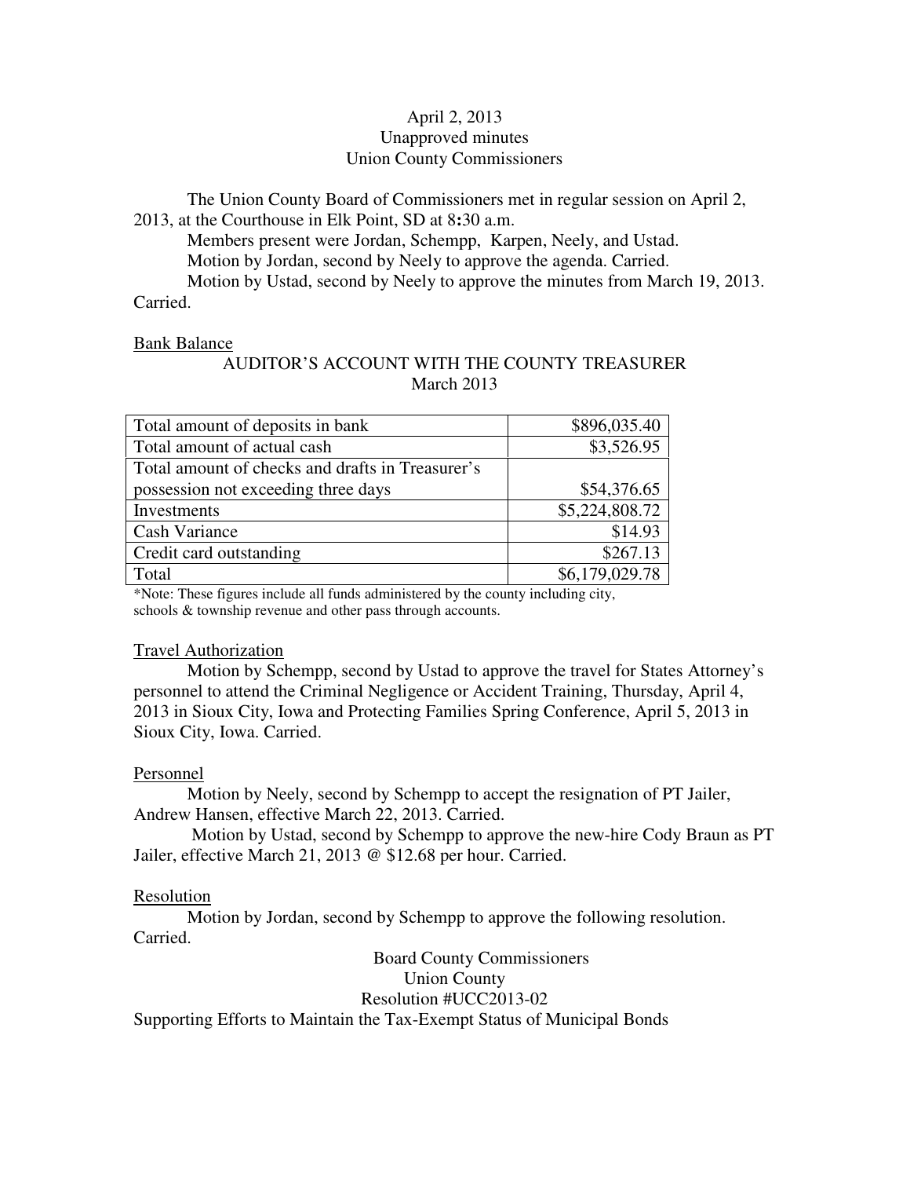April 2, 2013
Unapproved minutes
Union County Commissioners

The Union County Board of Commissioners met in regular session on April 2, 2013, at the Courthouse in Elk Point, SD at 8:30 a.m.

Members present were Jordan, Schempp, Karpen, Neely, and Ustad.

Motion by Jordan, second by Neely to approve the agenda. Carried.

Motion by Ustad, second by Neely to approve the minutes from March 19, 2013. Carried.

Bank Balance

AUDITOR'S ACCOUNT WITH THE COUNTY TREASURER
March 2013

| | |
|---|---:|
| Total amount of deposits in bank | $896,035.40 |
| Total amount of actual cash | $3,526.95 |
| Total amount of checks and drafts in Treasurer's possession not exceeding three days | $54,376.65 |
| Investments | $5,224,808.72 |
| Cash Variance | $14.93 |
| Credit card outstanding | $267.13 |
| Total | $6,179,029.78 |

*Note: These figures include all funds administered by the county including city, schools & township revenue and other pass through accounts.

Travel Authorization

Motion by Schempp, second by Ustad to approve the travel for States Attorney's personnel to attend the Criminal Negligence or Accident Training, Thursday, April 4, 2013 in Sioux City, Iowa and Protecting Families Spring Conference, April 5, 2013 in Sioux City, Iowa. Carried.

Personnel

Motion by Neely, second by Schempp to accept the resignation of PT Jailer, Andrew Hansen, effective March 22, 2013. Carried.

Motion by Ustad, second by Schempp to approve the new-hire Cody Braun as PT Jailer, effective March 21, 2013 @ $12.68 per hour. Carried.

Resolution

Motion by Jordan, second by Schempp to approve the following resolution. Carried.

Board County Commissioners
Union County
Resolution #UCC2013-02
Supporting Efforts to Maintain the Tax-Exempt Status of Municipal Bonds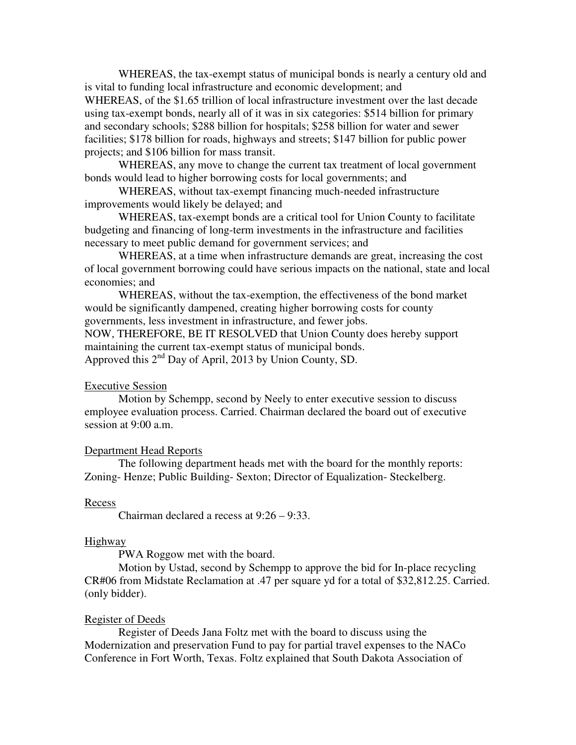WHEREAS, the tax-exempt status of municipal bonds is nearly a century old and is vital to funding local infrastructure and economic development; and

WHEREAS, of the $1.65 trillion of local infrastructure investment over the last decade using tax-exempt bonds, nearly all of it was in six categories: $514 billion for primary and secondary schools; $288 billion for hospitals; $258 billion for water and sewer facilities; $178 billion for roads, highways and streets; $147 billion for public power projects; and $106 billion for mass transit.

WHEREAS, any move to change the current tax treatment of local government bonds would lead to higher borrowing costs for local governments; and

WHEREAS, without tax-exempt financing much-needed infrastructure improvements would likely be delayed; and

WHEREAS, tax-exempt bonds are a critical tool for Union County to facilitate budgeting and financing of long-term investments in the infrastructure and facilities necessary to meet public demand for government services; and

WHEREAS, at a time when infrastructure demands are great, increasing the cost of local government borrowing could have serious impacts on the national, state and local economies; and

WHEREAS, without the tax-exemption, the effectiveness of the bond market would be significantly dampened, creating higher borrowing costs for county governments, less investment in infrastructure, and fewer jobs.

NOW, THEREFORE, BE IT RESOLVED that Union County does hereby support maintaining the current tax-exempt status of municipal bonds.

Approved this 2nd Day of April, 2013 by Union County, SD.

## Executive Session

Motion by Schempp, second by Neely to enter executive session to discuss employee evaluation process. Carried. Chairman declared the board out of executive session at 9:00 a.m.

## Department Head Reports

The following department heads met with the board for the monthly reports: Zoning- Henze; Public Building- Sexton; Director of Equalization- Steckelberg.

## Recess

Chairman declared a recess at 9:26 – 9:33.

## Highway

PWA Roggow met with the board.

Motion by Ustad, second by Schempp to approve the bid for In-place recycling CR#06 from Midstate Reclamation at .47 per square yd for a total of $32,812.25. Carried. (only bidder).

## Register of Deeds

Register of Deeds Jana Foltz met with the board to discuss using the Modernization and preservation Fund to pay for partial travel expenses to the NACo Conference in Fort Worth, Texas. Foltz explained that South Dakota Association of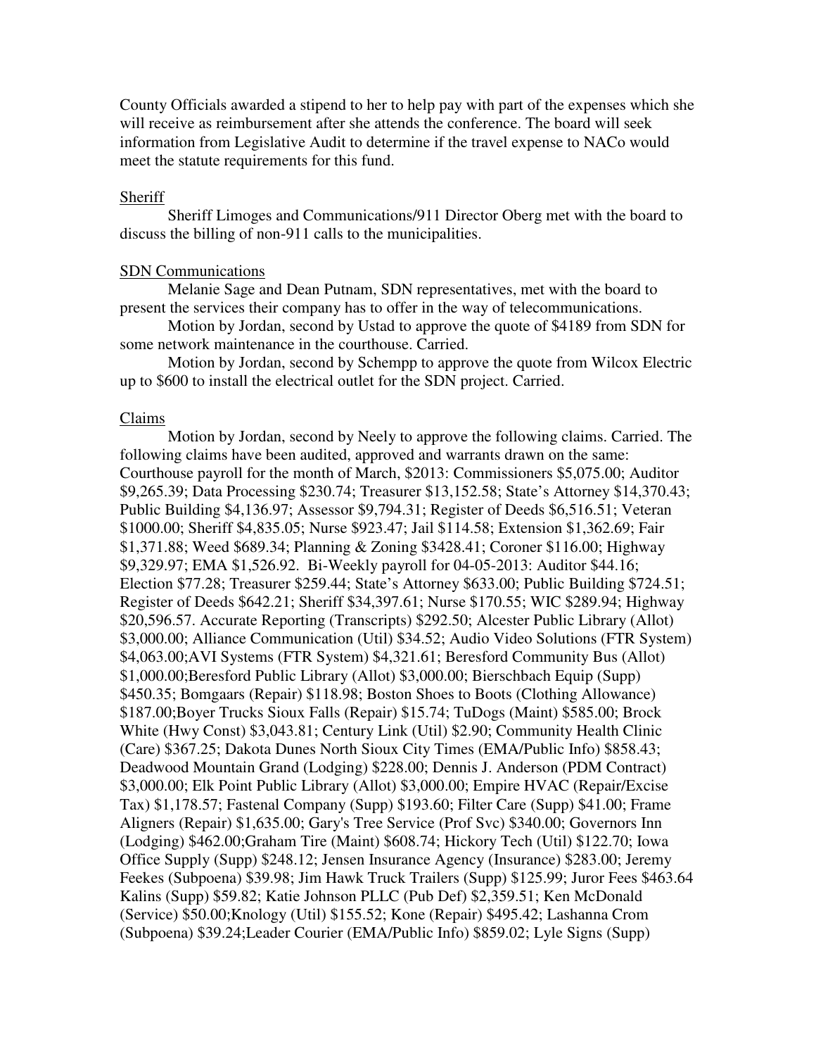County Officials awarded a stipend to her to help pay with part of the expenses which she will receive as reimbursement after she attends the conference. The board will seek information from Legislative Audit to determine if the travel expense to NACo would meet the statute requirements for this fund.

Sheriff

Sheriff Limoges and Communications/911 Director Oberg met with the board to discuss the billing of non-911 calls to the municipalities.

SDN Communications

Melanie Sage and Dean Putnam, SDN representatives, met with the board to present the services their company has to offer in the way of telecommunications.

Motion by Jordan, second by Ustad to approve the quote of $4189 from SDN for some network maintenance in the courthouse. Carried.

Motion by Jordan, second by Schempp to approve the quote from Wilcox Electric up to $600 to install the electrical outlet for the SDN project. Carried.

Claims

Motion by Jordan, second by Neely to approve the following claims. Carried. The following claims have been audited, approved and warrants drawn on the same: Courthouse payroll for the month of March, $2013: Commissioners $5,075.00; Auditor $9,265.39; Data Processing $230.74; Treasurer $13,152.58; State's Attorney $14,370.43; Public Building $4,136.97; Assessor $9,794.31; Register of Deeds $6,516.51; Veteran $1000.00; Sheriff $4,835.05; Nurse $923.47; Jail $114.58; Extension $1,362.69; Fair $1,371.88; Weed $689.34; Planning & Zoning $3428.41; Coroner $116.00; Highway $9,329.97; EMA $1,526.92. Bi-Weekly payroll for 04-05-2013: Auditor $44.16; Election $77.28; Treasurer $259.44; State's Attorney $633.00; Public Building $724.51; Register of Deeds $642.21; Sheriff $34,397.61; Nurse $170.55; WIC $289.94; Highway $20,596.57. Accurate Reporting (Transcripts) $292.50; Alcester Public Library (Allot) $3,000.00; Alliance Communication (Util) $34.52; Audio Video Solutions (FTR System) $4,063.00;AVI Systems (FTR System) $4,321.61; Beresford Community Bus (Allot) $1,000.00;Beresford Public Library (Allot) $3,000.00; Bierschbach Equip (Supp) $450.35; Bomgaars (Repair) $118.98; Boston Shoes to Boots (Clothing Allowance) $187.00;Boyer Trucks Sioux Falls (Repair) $15.74; TuDogs (Maint) $585.00; Brock White (Hwy Const) $3,043.81; Century Link (Util) $2.90; Community Health Clinic (Care) $367.25; Dakota Dunes North Sioux City Times (EMA/Public Info) $858.43; Deadwood Mountain Grand (Lodging) $228.00; Dennis J. Anderson (PDM Contract) $3,000.00; Elk Point Public Library (Allot) $3,000.00; Empire HVAC (Repair/Excise Tax) $1,178.57; Fastenal Company (Supp) $193.60; Filter Care (Supp) $41.00; Frame Aligners (Repair) $1,635.00; Gary's Tree Service (Prof Svc) $340.00; Governors Inn (Lodging) $462.00;Graham Tire (Maint) $608.74; Hickory Tech (Util) $122.70; Iowa Office Supply (Supp) $248.12; Jensen Insurance Agency (Insurance) $283.00; Jeremy Feekes (Subpoena) $39.98; Jim Hawk Truck Trailers (Supp) $125.99; Juror Fees $463.64 Kalins (Supp) $59.82; Katie Johnson PLLC (Pub Def) $2,359.51; Ken McDonald (Service) $50.00;Knology (Util) $155.52; Kone (Repair) $495.42; Lashanna Crom (Subpoena) $39.24;Leader Courier (EMA/Public Info) $859.02; Lyle Signs (Supp)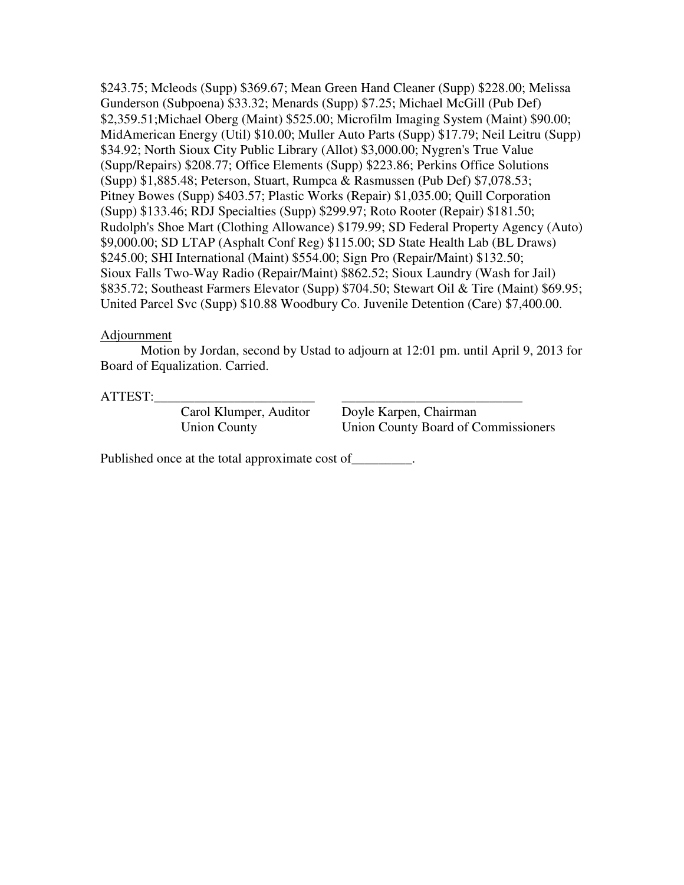$243.75; Mcleods (Supp) $369.67; Mean Green Hand Cleaner (Supp) $228.00; Melissa Gunderson (Subpoena) $33.32; Menards (Supp) $7.25; Michael McGill (Pub Def) $2,359.51;Michael Oberg (Maint) $525.00; Microfilm Imaging System (Maint) $90.00; MidAmerican Energy (Util) $10.00; Muller Auto Parts (Supp) $17.79; Neil Leitru (Supp) $34.92; North Sioux City Public Library (Allot) $3,000.00; Nygren's True Value (Supp/Repairs) $208.77; Office Elements (Supp) $223.86; Perkins Office Solutions (Supp) $1,885.48; Peterson, Stuart, Rumpca & Rasmussen (Pub Def) $7,078.53; Pitney Bowes (Supp) $403.57; Plastic Works (Repair) $1,035.00; Quill Corporation (Supp) $133.46; RDJ Specialties (Supp) $299.97; Roto Rooter (Repair) $181.50; Rudolph's Shoe Mart (Clothing Allowance) $179.99; SD Federal Property Agency (Auto) $9,000.00; SD LTAP (Asphalt Conf Reg) $115.00; SD State Health Lab (BL Draws) $245.00; SHI International (Maint) $554.00; Sign Pro (Repair/Maint) $132.50; Sioux Falls Two-Way Radio (Repair/Maint) $862.52; Sioux Laundry (Wash for Jail) $835.72; Southeast Farmers Elevator (Supp) $704.50; Stewart Oil & Tire (Maint) $69.95; United Parcel Svc (Supp) $10.88 Woodbury Co. Juvenile Detention (Care) $7,400.00.

Adjournment

Motion by Jordan, second by Ustad to adjourn at 12:01 pm. until April 9, 2013 for Board of Equalization. Carried.

ATTEST:________________________ ___________________________

Carol Klumper, Auditor
Union County

Doyle Karpen, Chairman
Union County Board of Commissioners

Published once at the total approximate cost of_________.